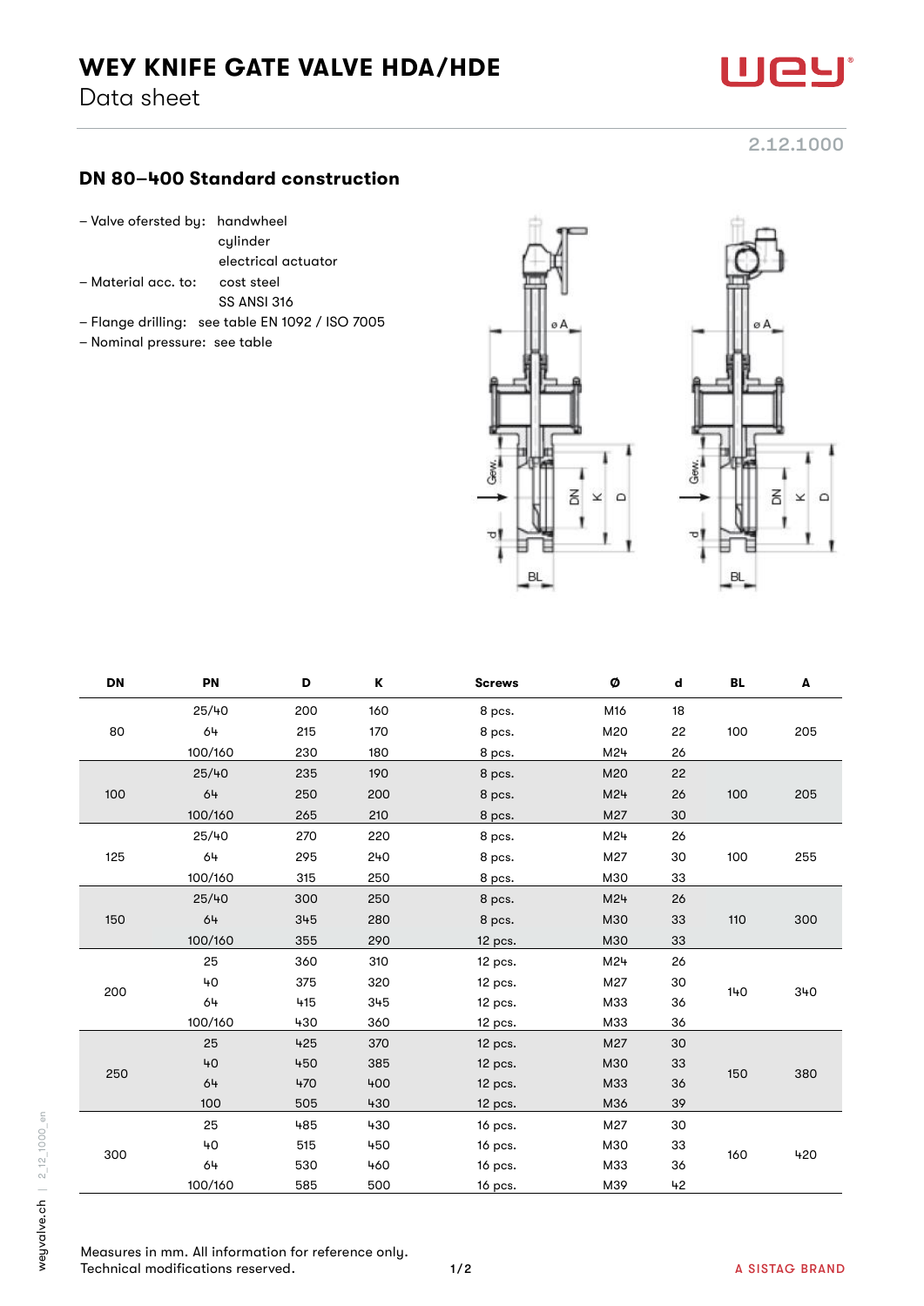# WEY KNIFE GATE VALVE HDA/HDE

Data sheet

2.12.1000

## DN 80–400 Standard construction

- Valve ofersted by: handwheel
  cylinder
  electrical actuator
- Material acc. to: cost steel
  SS ANSI 316
- Flange drilling: see table EN 1092 / ISO 7005
- Nominal pressure: see table

| DN | PN | D | K | Screws | Ø | d | BL | A |
|---|---|---|---|---|---|---|---|---|
| 80 | 25/40 | 200 | 160 | 8 pcs. | M16 | 18 | 100 | 205 |
| | 64 | 215 | 170 | 8 pcs. | M20 | 22 | | |
| | 100/160 | 230 | 180 | 8 pcs. | M24 | 26 | | |
| 100 | 25/40 | 235 | 190 | 8 pcs. | M20 | 22 | 100 | 205 |
| | 64 | 250 | 200 | 8 pcs. | M24 | 26 | | |
| | 100/160 | 265 | 210 | 8 pcs. | M27 | 30 | | |
| 125 | 25/40 | 270 | 220 | 8 pcs. | M24 | 26 | 100 | 255 |
| | 64 | 295 | 240 | 8 pcs. | M27 | 30 | | |
| | 100/160 | 315 | 250 | 8 pcs. | M30 | 33 | | |
| 150 | 25/40 | 300 | 250 | 8 pcs. | M24 | 26 | 110 | 300 |
| | 64 | 345 | 280 | 8 pcs. | M30 | 33 | | |
| | 100/160 | 355 | 290 | 12 pcs. | M30 | 33 | | |
| 200 | 25 | 360 | 310 | 12 pcs. | M24 | 26 | 140 | 340 |
| | 40 | 375 | 320 | 12 pcs. | M27 | 30 | | |
| | 64 | 415 | 345 | 12 pcs. | M33 | 36 | | |
| | 100/160 | 430 | 360 | 12 pcs. | M33 | 36 | | |
| 250 | 25 | 425 | 370 | 12 pcs. | M27 | 30 | 150 | 380 |
| | 40 | 450 | 385 | 12 pcs. | M30 | 33 | | |
| | 64 | 470 | 400 | 12 pcs. | M33 | 36 | | |
| | 100 | 505 | 430 | 12 pcs. | M36 | 39 | | |
| 300 | 25 | 485 | 430 | 16 pcs. | M27 | 30 | 160 | 420 |
| | 40 | 515 | 450 | 16 pcs. | M30 | 33 | | |
| | 64 | 530 | 460 | 16 pcs. | M33 | 36 | | |
| | 100/160 | 585 | 500 | 16 pcs. | M39 | 42 | | |

Measures in mm. All information for reference only.
Technical modifications reserved.

A SISTAG BRAND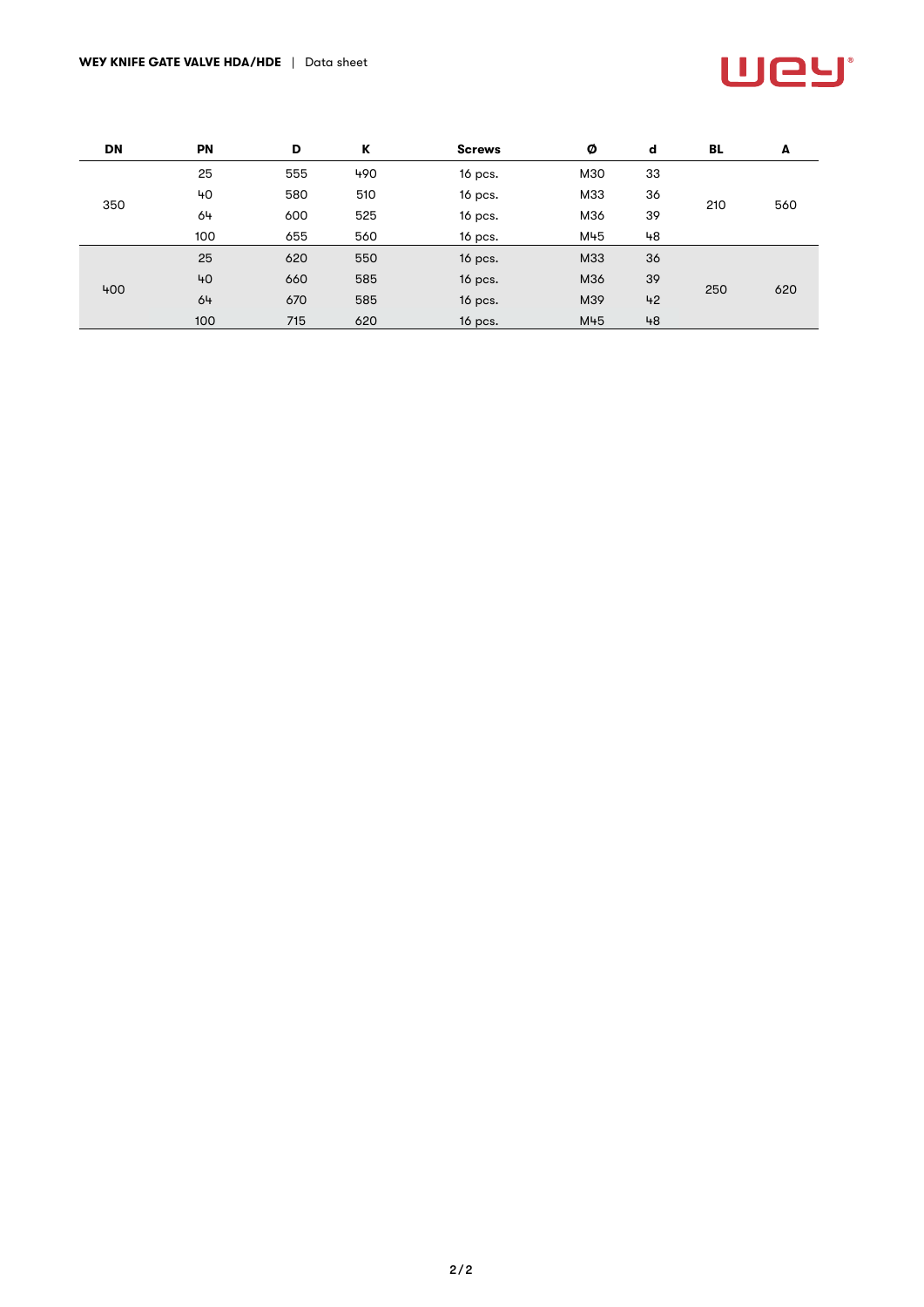| DN | PN | D | K | Screws | Ø | d | BL | A |
|---|---|---|---|---|---|---|---|---|
| 350 | 25 | 555 | 490 | 16 pcs. | M30 | 33 | 210 | 560 |
| | 40 | 580 | 510 | 16 pcs. | M33 | 36 | | |
| | 64 | 600 | 525 | 16 pcs. | M36 | 39 | | |
| | 100 | 655 | 560 | 16 pcs. | M45 | 48 | | |
| 400 | 25 | 620 | 550 | 16 pcs. | M33 | 36 | 250 | 620 |
| | 40 | 660 | 585 | 16 pcs. | M36 | 39 | | |
| | 64 | 670 | 585 | 16 pcs. | M39 | 42 | | |
| | 100 | 715 | 620 | 16 pcs. | M45 | 48 | | |